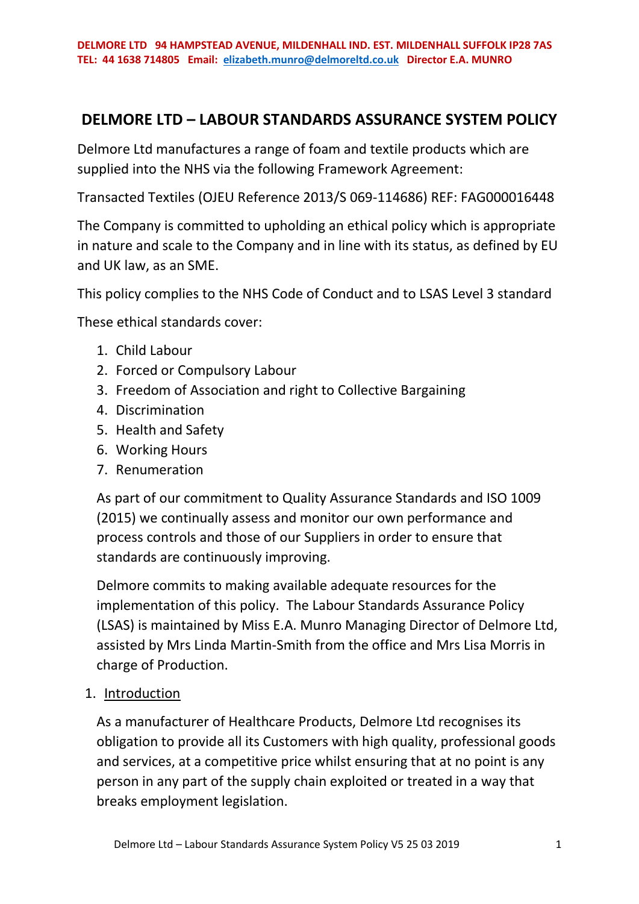DELMORE LTD 94 HAMPSTEAD AVENUE, MILDENHALL IND. EST. MILDENHALL SUFFOLK IP28 7AS
TEL: 44 1638 714805 Email: elizabeth.munro@delmoreltd.co.uk Director E.A. MUNRO

# DELMORE LTD – LABOUR STANDARDS ASSURANCE SYSTEM POLICY

Delmore Ltd manufactures a range of foam and textile products which are supplied into the NHS via the following Framework Agreement:

Transacted Textiles (OJEU Reference 2013/S 069-114686) REF: FAG000016448

The Company is committed to upholding an ethical policy which is appropriate in nature and scale to the Company and in line with its status, as defined by EU and UK law, as an SME.

This policy complies to the NHS Code of Conduct and to LSAS Level 3 standard

These ethical standards cover:

1. Child Labour
2. Forced or Compulsory Labour
3. Freedom of Association and right to Collective Bargaining
4. Discrimination
5. Health and Safety
6. Working Hours
7. Renumeration

As part of our commitment to Quality Assurance Standards and ISO 1009 (2015) we continually assess and monitor our own performance and process controls and those of our Suppliers in order to ensure that standards are continuously improving.

Delmore commits to making available adequate resources for the implementation of this policy. The Labour Standards Assurance Policy (LSAS) is maintained by Miss E.A. Munro Managing Director of Delmore Ltd, assisted by Mrs Linda Martin-Smith from the office and Mrs Lisa Morris in charge of Production.

1. Introduction

As a manufacturer of Healthcare Products, Delmore Ltd recognises its obligation to provide all its Customers with high quality, professional goods and services, at a competitive price whilst ensuring that at no point is any person in any part of the supply chain exploited or treated in a way that breaks employment legislation.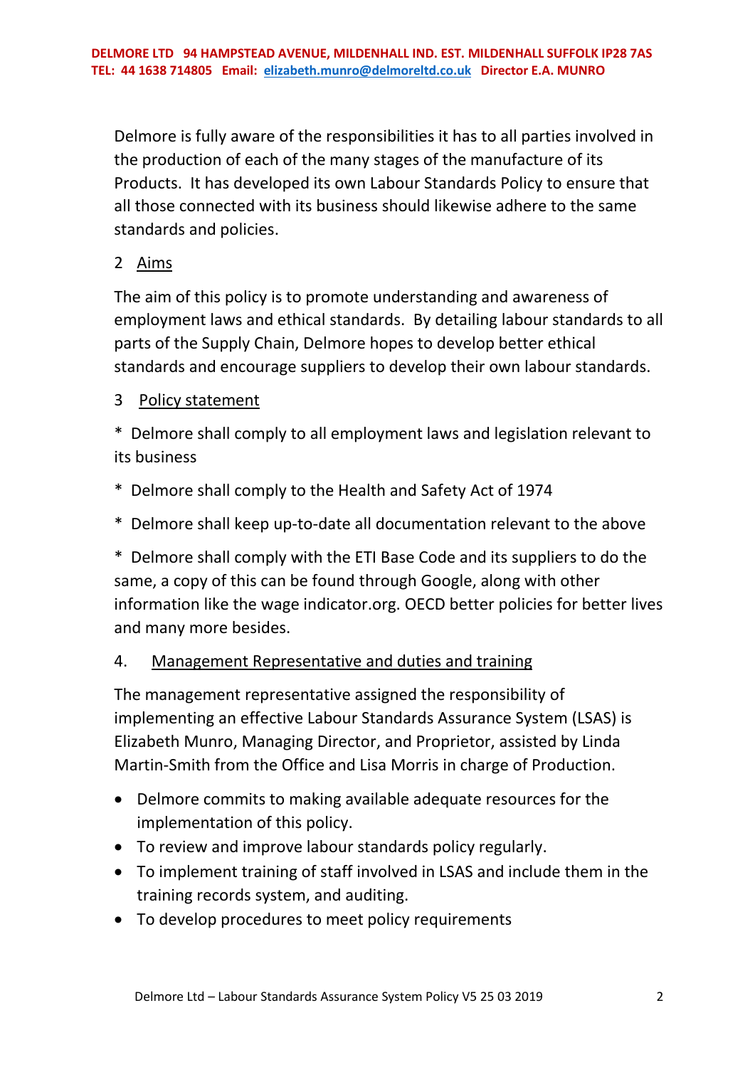Delmore is fully aware of the responsibilities it has to all parties involved in the production of each of the many stages of the manufacture of its Products. It has developed its own Labour Standards Policy to ensure that all those connected with its business should likewise adhere to the same standards and policies.

## 2 Aims

The aim of this policy is to promote understanding and awareness of employment laws and ethical standards. By detailing labour standards to all parts of the Supply Chain, Delmore hopes to develop better ethical standards and encourage suppliers to develop their own labour standards.

## 3 Policy statement

* Delmore shall comply to all employment laws and legislation relevant to its business

* Delmore shall comply to the Health and Safety Act of 1974

* Delmore shall keep up-to-date all documentation relevant to the above

* Delmore shall comply with the ETI Base Code and its suppliers to do the same, a copy of this can be found through Google, along with other information like the wage indicator.org. OECD better policies for better lives and many more besides.

## 4. Management Representative and duties and training

The management representative assigned the responsibility of implementing an effective Labour Standards Assurance System (LSAS) is Elizabeth Munro, Managing Director, and Proprietor, assisted by Linda Martin-Smith from the Office and Lisa Morris in charge of Production.

- Delmore commits to making available adequate resources for the implementation of this policy.
- To review and improve labour standards policy regularly.
- To implement training of staff involved in LSAS and include them in the training records system, and auditing.
- To develop procedures to meet policy requirements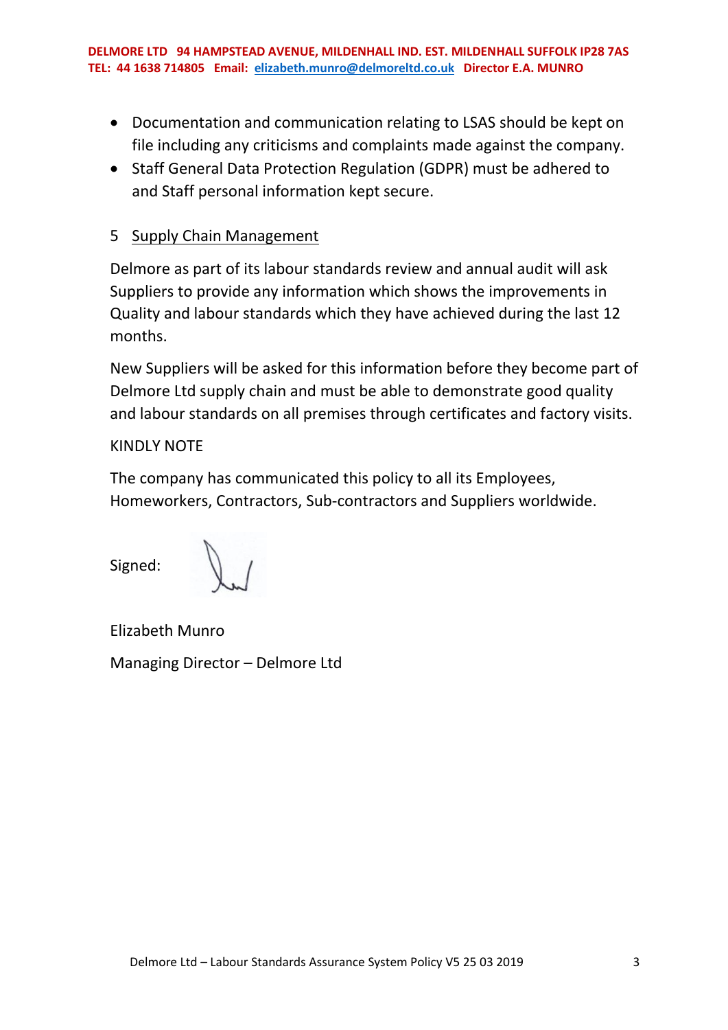- Documentation and communication relating to LSAS should be kept on file including any criticisms and complaints made against the company.
- Staff General Data Protection Regulation (GDPR) must be adhered to and Staff personal information kept secure.

## 5 Supply Chain Management

Delmore as part of its labour standards review and annual audit will ask Suppliers to provide any information which shows the improvements in Quality and labour standards which they have achieved during the last 12 months.

New Suppliers will be asked for this information before they become part of Delmore Ltd supply chain and must be able to demonstrate good quality and labour standards on all premises through certificates and factory visits.

KINDLY NOTE

The company has communicated this policy to all its Employees, Homeworkers, Contractors, Sub-contractors and Suppliers worldwide.

Signed:

Elizabeth Munro

Managing Director – Delmore Ltd